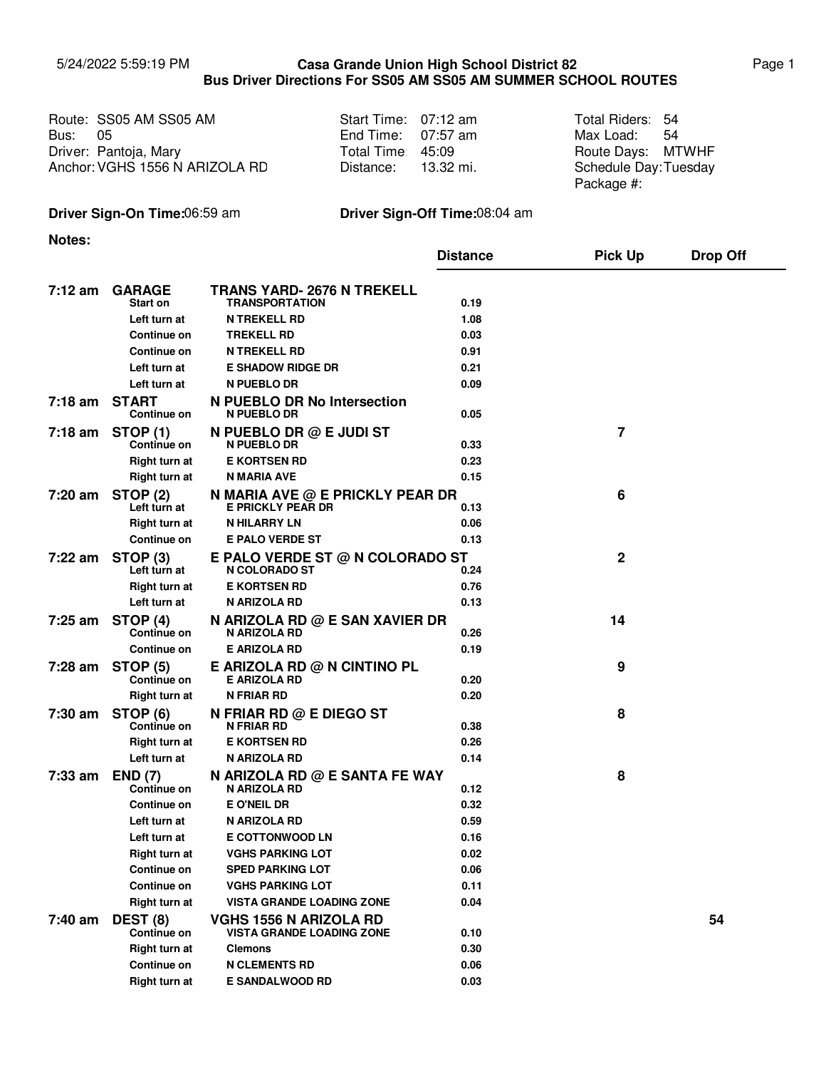5/24/2022 5:59:19 PM

# Casa Grande Union High School District 82
## Bus Driver Directions For SS05 AM SS05 AM SUMMER SCHOOL ROUTES

| | | |
|---|---|---|
| Route: SS05 AM SS05 AM | Start Time: 07:12 am | Total Riders: 54 |
| Bus: 05 | End Time: 07:57 am | Max Load: 54 |
| Driver: Pantoja, Mary | Total Time: 45:09 | Route Days: MTWHF |
| Anchor: VGHS 1556 N ARIZOLA RD | Distance: 13.32 mi. | Schedule Day: Tuesday |
| | | Package #: |

**Driver Sign-On Time:** 06:59 am **Driver Sign-Off Time:** 08:04 am

**Notes:**

| Time | Stop / Direction | Location | Distance | Pick Up | Drop Off |
|---|---|---|---|---|---|
| **7:12 am** | **GARAGE** | **TRANS YARD- 2676 N TREKELL** | | | |
| | Start on | TRANSPORTATION | 0.19 | | |
| | Left turn at | N TREKELL RD | 1.08 | | |
| | Continue on | TREKELL RD | 0.03 | | |
| | Continue on | N TREKELL RD | 0.91 | | |
| | Left turn at | E SHADOW RIDGE DR | 0.21 | | |
| | Left turn at | N PUEBLO DR | 0.09 | | |
| **7:18 am** | **START** | **N PUEBLO DR No Intersection** | | | |
| | Continue on | N PUEBLO DR | 0.05 | | |
| **7:18 am** | **STOP (1)** | **N PUEBLO DR @ E JUDI ST** | | 7 | |
| | Continue on | N PUEBLO DR | 0.33 | | |
| | Right turn at | E KORTSEN RD | 0.23 | | |
| | Right turn at | N MARIA AVE | 0.15 | | |
| **7:20 am** | **STOP (2)** | **N MARIA AVE @ E PRICKLY PEAR DR** | | 6 | |
| | Left turn at | E PRICKLY PEAR DR | 0.13 | | |
| | Right turn at | N HILARRY LN | 0.06 | | |
| | Continue on | E PALO VERDE ST | 0.13 | | |
| **7:22 am** | **STOP (3)** | **E PALO VERDE ST @ N COLORADO ST** | | 2 | |
| | Left turn at | N COLORADO ST | 0.24 | | |
| | Right turn at | E KORTSEN RD | 0.76 | | |
| | Left turn at | N ARIZOLA RD | 0.13 | | |
| **7:25 am** | **STOP (4)** | **N ARIZOLA RD @ E SAN XAVIER DR** | | 14 | |
| | Continue on | N ARIZOLA RD | 0.26 | | |
| | Continue on | E ARIZOLA RD | 0.19 | | |
| **7:28 am** | **STOP (5)** | **E ARIZOLA RD @ N CINTINO PL** | | 9 | |
| | Continue on | E ARIZOLA RD | 0.20 | | |
| | Right turn at | N FRIAR RD | 0.20 | | |
| **7:30 am** | **STOP (6)** | **N FRIAR RD @ E DIEGO ST** | | 8 | |
| | Continue on | N FRIAR RD | 0.38 | | |
| | Right turn at | E KORTSEN RD | 0.26 | | |
| | Left turn at | N ARIZOLA RD | 0.14 | | |
| **7:33 am** | **END (7)** | **N ARIZOLA RD @ E SANTA FE WAY** | | 8 | |
| | Continue on | N ARIZOLA RD | 0.12 | | |
| | Continue on | E O'NEIL DR | 0.32 | | |
| | Left turn at | N ARIZOLA RD | 0.59 | | |
| | Left turn at | E COTTONWOOD LN | 0.16 | | |
| | Right turn at | VGHS PARKING LOT | 0.02 | | |
| | Continue on | SPED PARKING LOT | 0.06 | | |
| | Continue on | VGHS PARKING LOT | 0.11 | | |
| | Right turn at | VISTA GRANDE LOADING ZONE | 0.04 | | |
| **7:40 am** | **DEST (8)** | **VGHS 1556 N ARIZOLA RD** | | | 54 |
| | Continue on | VISTA GRANDE LOADING ZONE | 0.10 | | |
| | Right turn at | Clemons | 0.30 | | |
| | Continue on | N CLEMENTS RD | 0.06 | | |
| | Right turn at | E SANDALWOOD RD | 0.03 | | |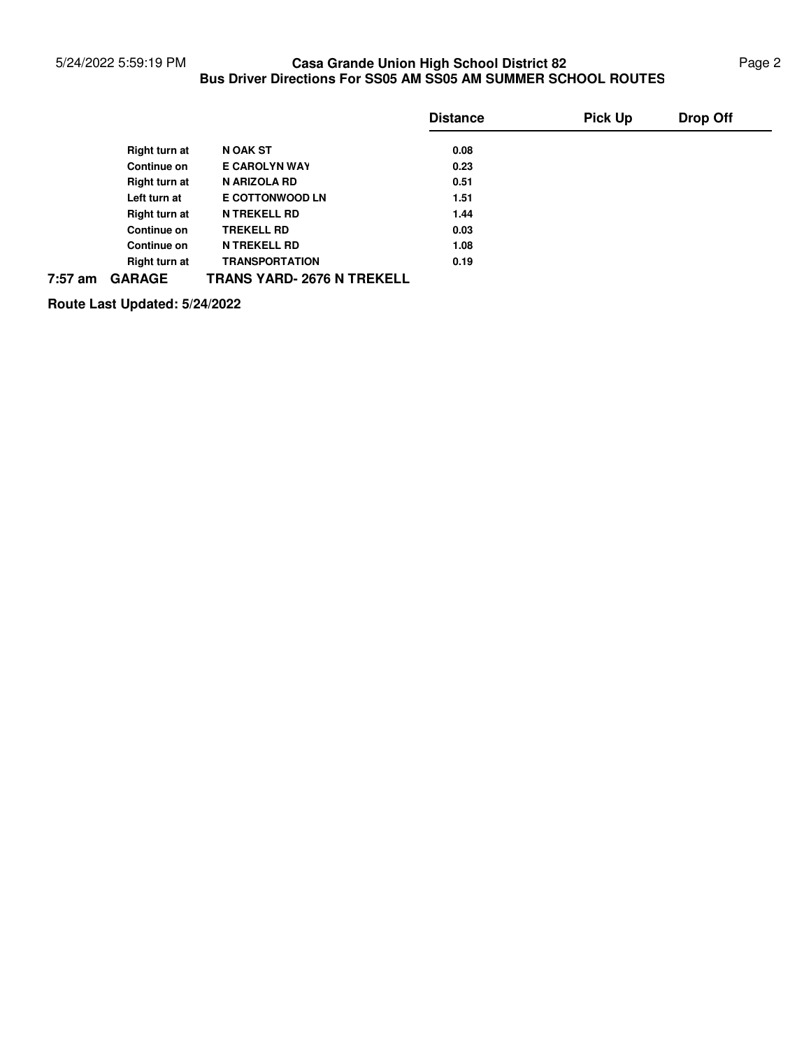| | | | Distance | Pick Up | Drop Off |
|---|---|---|---|---|---|
| | Right turn at | N OAK ST | 0.08 | | |
| | Continue on | E CAROLYN WAY | 0.23 | | |
| | Right turn at | N ARIZOLA RD | 0.51 | | |
| | Left turn at | E COTTONWOOD LN | 1.51 | | |
| | Right turn at | N TREKELL RD | 1.44 | | |
| | Continue on | TREKELL RD | 0.03 | | |
| | Continue on | N TREKELL RD | 1.08 | | |
| | Right turn at | TRANSPORTATION | 0.19 | | |
| **7:57 am** | **GARAGE** | **TRANS YARD- 2676 N TREKELL** | | | |

**Route Last Updated: 5/24/2022**